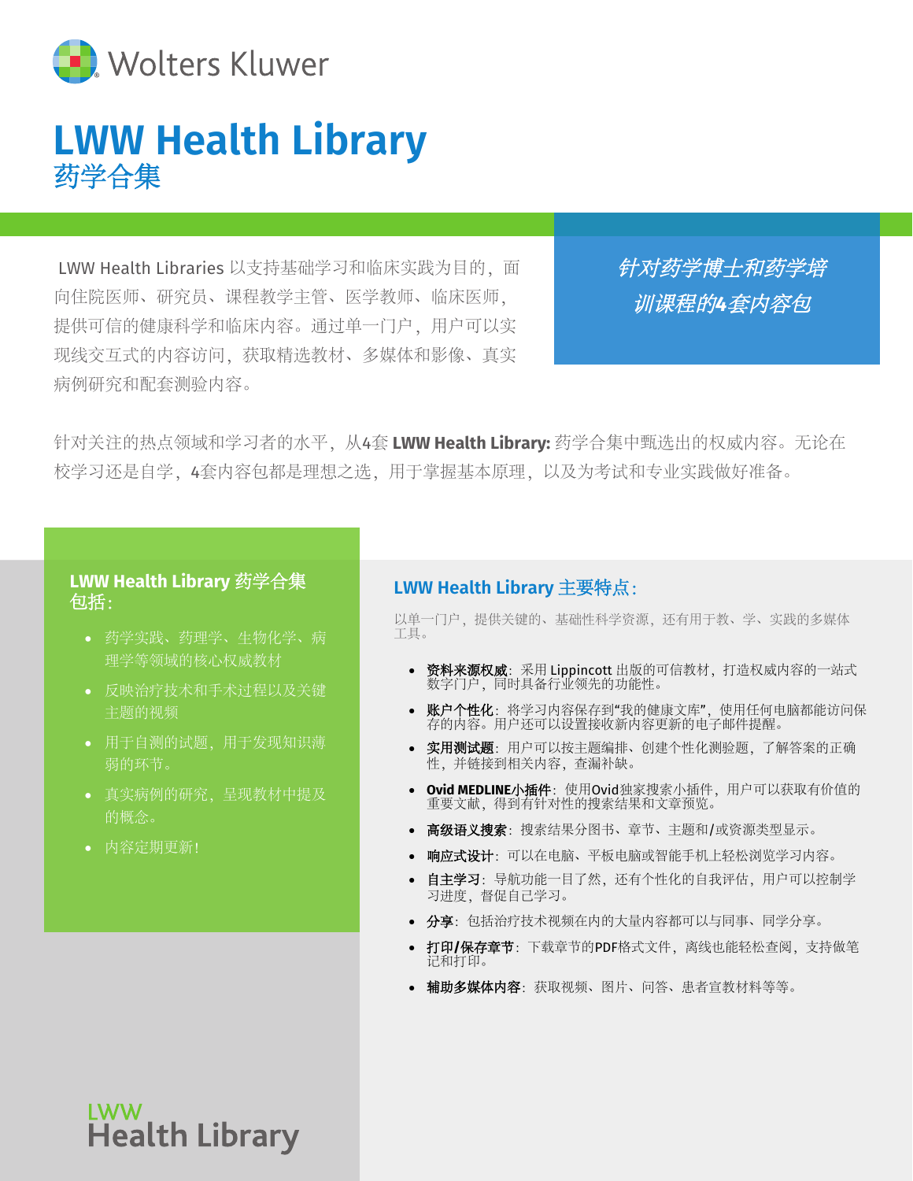Wolters Kluwer

# LWW Health Library
## 药学合集

LWW Health Libraries 以支持基础学习和临床实践为目的，面向住院医师、研究员、课程教学主管、医学教师、临床医师，提供可信的健康科学和临床内容。通过单一门户，用户可以实现线交互式的内容访问，获取精选教材、多媒体和影像、真实病例研究和配套测验内容。

*针对药学博士和药学培训课程的4套内容包*

针对关注的热点领域和学习者的水平，从4套 **LWW Health Library:** 药学合集中甄选出的权威内容。无论在校学习还是自学，4套内容包都是理想之选，用于掌握基本原理，以及为考试和专业实践做好准备。

### LWW Health Library 药学合集包括：

- 药学实践、药理学、生物化学、病理学等领域的核心权威教材
- 反映治疗技术和手术过程以及关键主题的视频
- 用于自测的试题，用于发现知识薄弱的环节。
- 真实病例的研究，呈现教材中提及的概念。
- 内容定期更新！

### LWW Health Library 主要特点：

以单一门户，提供关键的、基础性科学资源，还有用于教、学、实践的多媒体工具。

- **资料来源权威**：采用 Lippincott 出版的可信教材，打造权威内容的一站式数字门户，同时具备行业领先的功能性。
- **账户个性化**：将学习内容保存到"我的健康文库"，使用任何电脑都能访问保存的内容。用户还可以设置接收新内容更新的电子邮件提醒。
- **实用测试题**：用户可以按主题编排、创建个性化测验题，了解答案的正确性，并链接到相关内容，查漏补缺。
- **Ovid MEDLINE小插件**：使用Ovid独家搜索小插件，用户可以获取有价值的重要文献，得到有针对性的搜索结果和文章预览。
- **高级语义搜索**：搜索结果分图书、章节、主题和/或资源类型显示。
- **响应式设计**：可以在电脑、平板电脑或智能手机上轻松浏览学习内容。
- **自主学习**：导航功能一目了然，还有个性化的自我评估，用户可以控制学习进度，督促自己学习。
- **分享**：包括治疗技术视频在内的大量内容都可以与同事、同学分享。
- **打印/保存章节**：下载章节的PDF格式文件，离线也能轻松查阅，支持做笔记和打印。
- **辅助多媒体内容**：获取视频、图片、问答、患者宣教材料等等。

LWW Health Library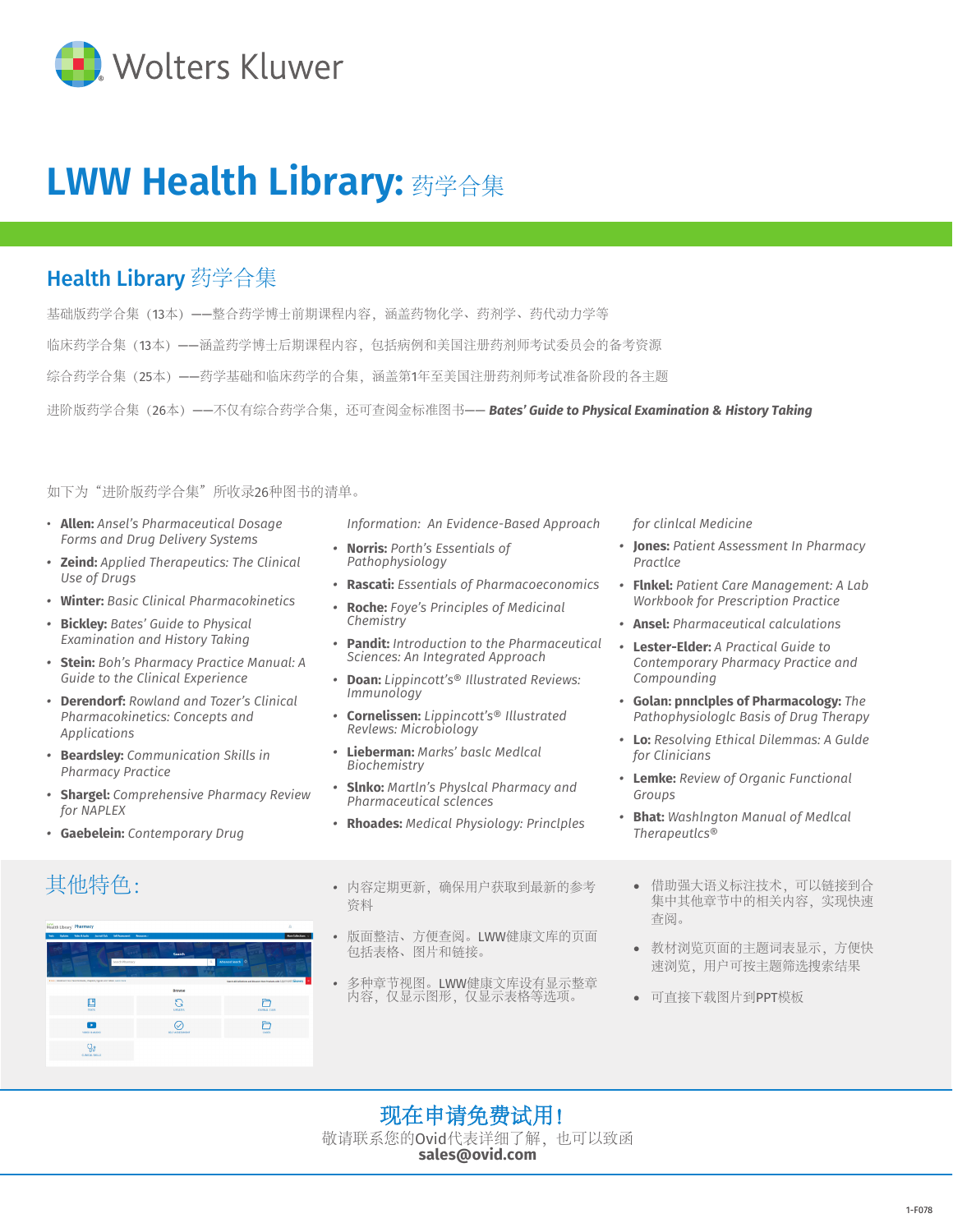# LWW Health Library: 药学合集

## Health Library 药学合集

基础版药学合集（13本）——整合药学博士前期课程内容，涵盖药物化学、药剂学、药代动力学等

临床药学合集（13本）——涵盖药学博士后期课程内容，包括病例和美国注册药剂师考试委员会的备考资源

综合药学合集（25本）——药学基础和临床药学的合集，涵盖第1年至美国注册药剂师考试准备阶段的各主题

进阶版药学合集（26本）——不仅有综合药学合集，还可查阅金标准图书—— ***Bates' Guide to Physical Examination & History Taking***

如下为“进阶版药学合集”所收录26种图书的清单。

- **Allen:** *Ansel's Pharmaceutical Dosage Forms and Drug Delivery Systems*
- **Zeind:** *Applied Therapeutics: The Clinical Use of Drugs*
- **Winter:** *Basic Clinical Pharmacokinetics*
- **Bickley:** *Bates' Guide to Physical Examination and History Taking*
- **Stein:** *Boh's Pharmacy Practice Manual: A Guide to the Clinical Experience*
- **Derendorf:** *Rowland and Tozer's Clinical Pharmacokinetics: Concepts and Applications*
- **Beardsley:** *Communication Skills in Pharmacy Practice*
- **Shargel:** *Comprehensive Pharmacy Review for NAPLEX*
- **Gaebelein:** *Contemporary Drug Information: An Evidence-Based Approach*
- **Norris:** *Porth's Essentials of Pathophysiology*
- **Rascati:** *Essentials of Pharmacoeconomics*
- **Roche:** *Foye's Principles of Medicinal Chemistry*
- **Pandit:** *Introduction to the Pharmaceutical Sciences: An Integrated Approach*
- **Doan:** *Lippincott's® Illustrated Reviews: Immunology*
- **Cornelissen:** *Lippincott's® Illustrated Revlews: Microbiology*
- **Lieberman:** *Marks' baslc Medlcal Biochemistry*
- **Slnko:** *Martln's Physlcal Pharmacy and Pharmaceutical sclences*
- **Rhoades:** *Medical Physiology: Princlples for clinlcal Medicine*
- **Jones:** *Patient Assessment In Pharmacy Practlce*
- **Flnkel:** *Patient Care Management: A Lab Workbook for Prescription Practice*
- **Ansel:** *Pharmaceutical calculations*
- **Lester-Elder:** *A Practical Guide to Contemporary Pharmacy Practice and Compounding*
- **Golan: pnnclples of Pharmacology:** *The Pathophysiologlc Basis of Drug Therapy*
- **Lo:** *Resolving Ethical Dilemmas: A Gulde for Clinicians*
- **Lemke:** *Review of Organic Functional Groups*
- **Bhat:** *Washlngton Manual of Medlcal Therapeutlcs®*

## 其他特色：

- 内容定期更新，确保用户获取到最新的参考资料
- 版面整洁、方便查阅。LWW健康文库的页面包括表格、图片和链接。
- 多种章节视图。LWW健康文库设有显示整章内容，仅显示图形，仅显示表格等选项。
- 借助强大语义标注技术，可以链接到合集中其他章节中的相关内容，实现快速查阅。
- 教材浏览页面的主题词表显示，方便快速浏览，用户可按主题筛选搜索结果
- 可直接下载图片到PPT模板

**现在申请免费试用！**

敬请联系您的Ovid代表详细了解，也可以致函
**sales@ovid.com**

1-F078